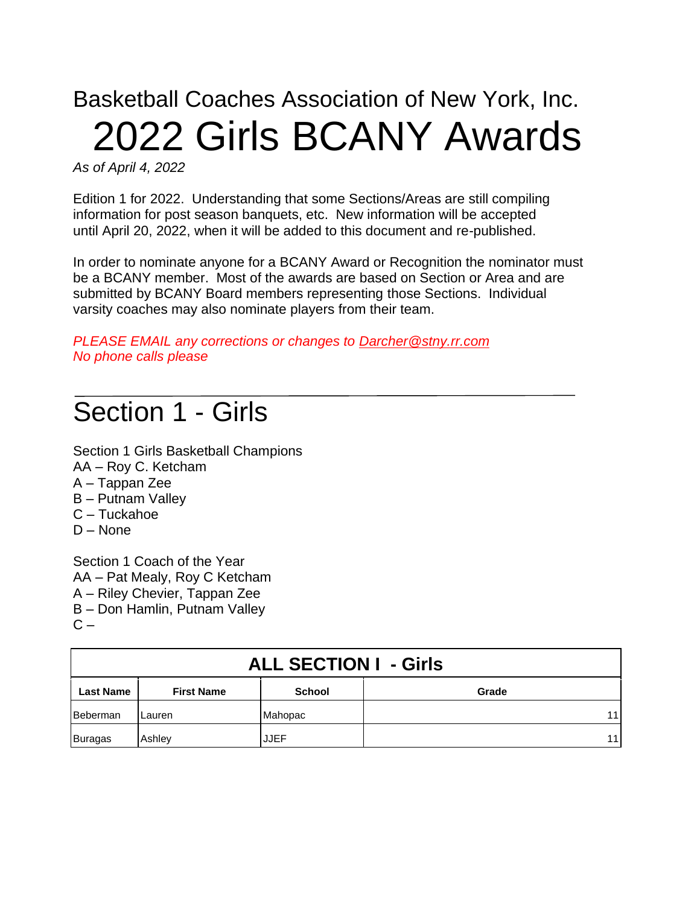Basketball Coaches Association of New York, Inc.

# 2022 Girls BCANY Awards

*As of April 4, 2022*

Edition 1 for 2022. Understanding that some Sections/Areas are still compiling information for post season banquets, etc. New information will be accepted until April 20, 2022, when it will be added to this document and re-published.

In order to nominate anyone for a BCANY Award or Recognition the nominator must be a BCANY member. Most of the awards are based on Section or Area and are submitted by BCANY Board members representing those Sections. Individual varsity coaches may also nominate players from their team.

*PLEASE EMAIL any corrections or changes to Darcher@stny.rr.com*
*No phone calls please*

---

## Section 1 - Girls

Section 1 Girls Basketball Champions
AA – Roy C. Ketcham
A – Tappan Zee
B – Putnam Valley
C – Tuckahoe
D – None

Section 1 Coach of the Year
AA – Pat Mealy, Roy C Ketcham
A – Riley Chevier, Tappan Zee
B – Don Hamlin, Putnam Valley
C –

**ALL SECTION I - Girls**

| Last Name | First Name | School | Grade |
|---|---|---|---|
| Beberman | Lauren | Mahopac | 11 |
| Buragas | Ashley | JJEF | 11 |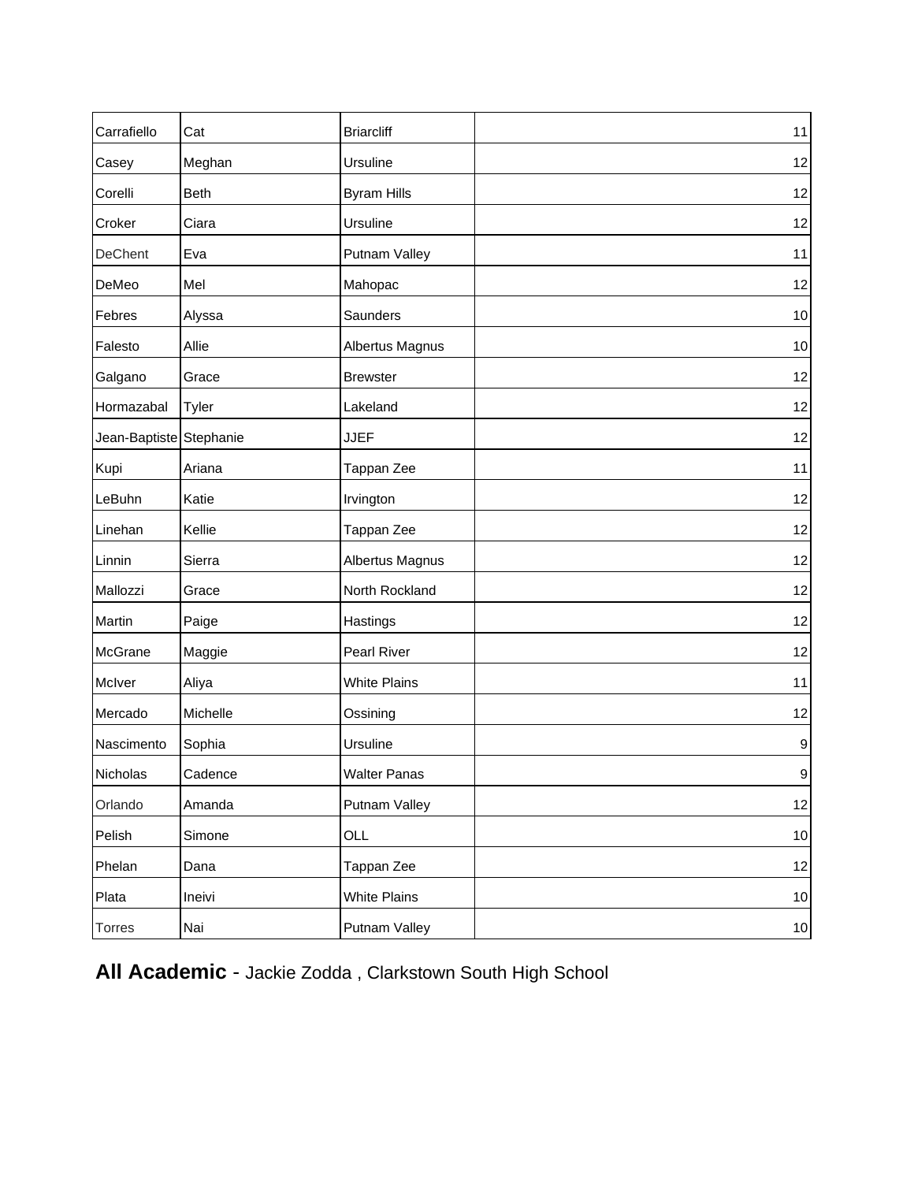| Carrafiello | Cat | Briarcliff | 11 |
|---|---|---|---|
| Casey | Meghan | Ursuline | 12 |
| Corelli | Beth | Byram Hills | 12 |
| Croker | Ciara | Ursuline | 12 |
| DeChent | Eva | Putnam Valley | 11 |
| DeMeo | Mel | Mahopac | 12 |
| Febres | Alyssa | Saunders | 10 |
| Falesto | Allie | Albertus Magnus | 10 |
| Galgano | Grace | Brewster | 12 |
| Hormazabal | Tyler | Lakeland | 12 |
| Jean-Baptiste | Stephanie | JJEF | 12 |
| Kupi | Ariana | Tappan Zee | 11 |
| LeBuhn | Katie | Irvington | 12 |
| Linehan | Kellie | Tappan Zee | 12 |
| Linnin | Sierra | Albertus Magnus | 12 |
| Mallozzi | Grace | North Rockland | 12 |
| Martin | Paige | Hastings | 12 |
| McGrane | Maggie | Pearl River | 12 |
| McIver | Aliya | White Plains | 11 |
| Mercado | Michelle | Ossining | 12 |
| Nascimento | Sophia | Ursuline | 9 |
| Nicholas | Cadence | Walter Panas | 9 |
| Orlando | Amanda | Putnam Valley | 12 |
| Pelish | Simone | OLL | 10 |
| Phelan | Dana | Tappan Zee | 12 |
| Plata | Ineivi | White Plains | 10 |
| Torres | Nai | Putnam Valley | 10 |

**All Academic** - Jackie Zodda , Clarkstown South High School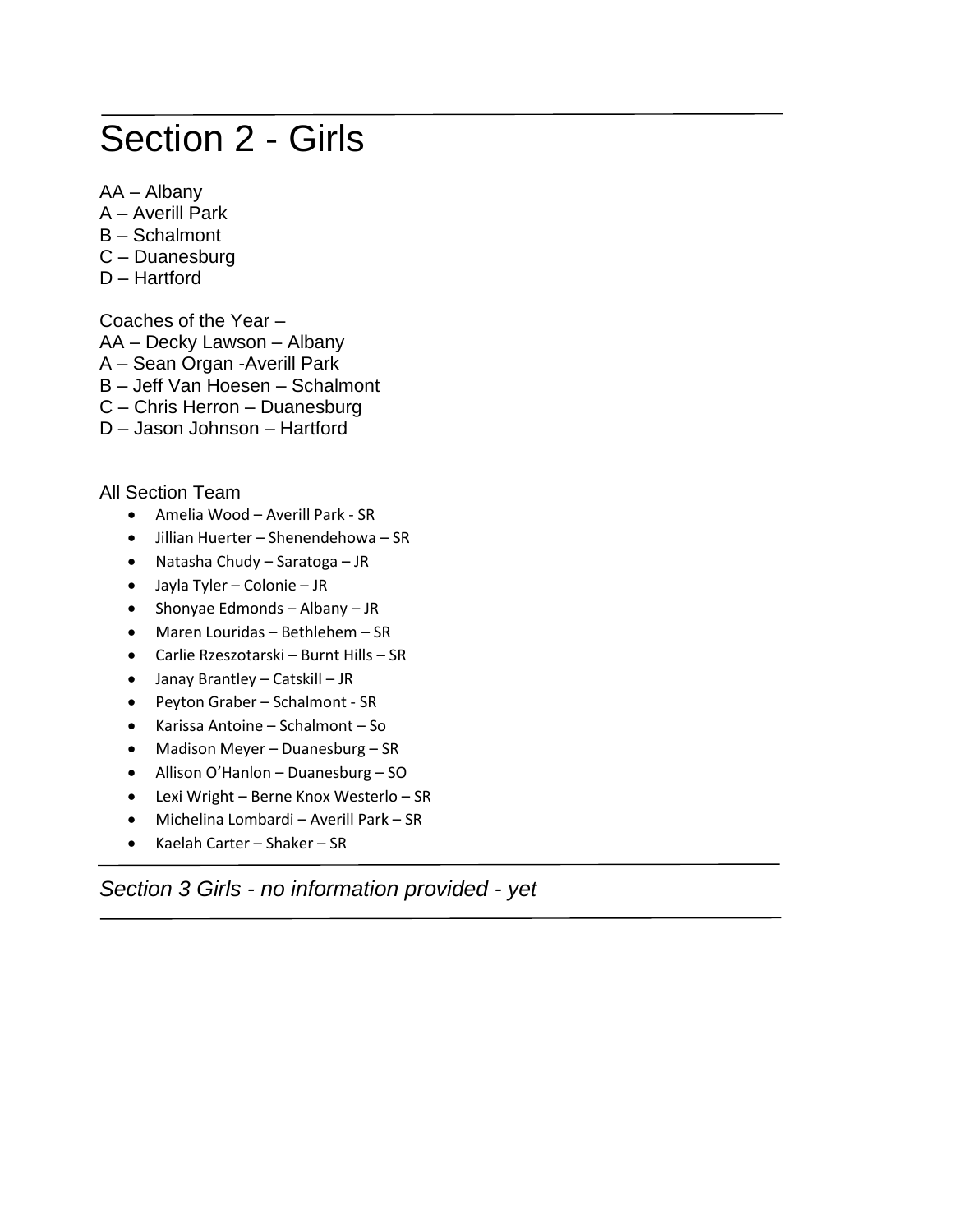# Section 2 - Girls

AA – Albany
A – Averill Park
B – Schalmont
C – Duanesburg
D – Hartford

Coaches of the Year –
AA – Decky Lawson – Albany
A – Sean Organ -Averill Park
B – Jeff Van Hoesen – Schalmont
C – Chris Herron – Duanesburg
D – Jason Johnson – Hartford

All Section Team

- Amelia Wood – Averill Park - SR
- Jillian Huerter – Shenendehowa – SR
- Natasha Chudy – Saratoga – JR
- Jayla Tyler – Colonie – JR
- Shonyae Edmonds – Albany – JR
- Maren Louridas – Bethlehem – SR
- Carlie Rzeszotarski – Burnt Hills – SR
- Janay Brantley – Catskill – JR
- Peyton Graber – Schalmont - SR
- Karissa Antoine – Schalmont – So
- Madison Meyer – Duanesburg – SR
- Allison O'Hanlon – Duanesburg – SO
- Lexi Wright – Berne Knox Westerlo – SR
- Michelina Lombardi – Averill Park – SR
- Kaelah Carter – Shaker – SR

*Section 3 Girls - no information provided - yet*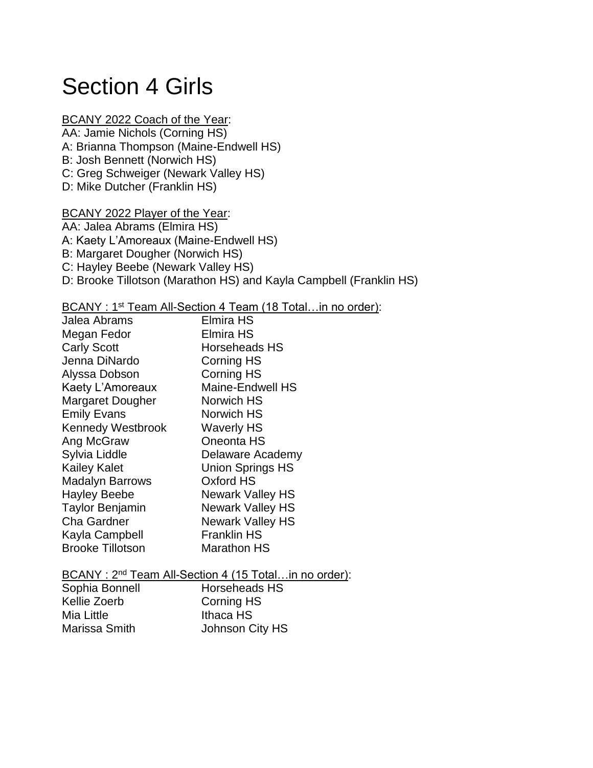# Section 4 Girls

<u>BCANY 2022 Coach of the Year</u>:

AA: Jamie Nichols (Corning HS)
A: Brianna Thompson (Maine-Endwell HS)
B: Josh Bennett (Norwich HS)
C: Greg Schweiger (Newark Valley HS)
D: Mike Dutcher (Franklin HS)

<u>BCANY 2022 Player of the Year</u>:

AA: Jalea Abrams (Elmira HS)
A: Kaety L'Amoreaux (Maine-Endwell HS)
B: Margaret Dougher (Norwich HS)
C: Hayley Beebe (Newark Valley HS)
D: Brooke Tillotson (Marathon HS) and Kayla Campbell (Franklin HS)

<u>BCANY : 1st Team All-Section 4 Team (18 Total…in no order)</u>:

| | |
|---|---|
| Jalea Abrams | Elmira HS |
| Megan Fedor | Elmira HS |
| Carly Scott | Horseheads HS |
| Jenna DiNardo | Corning HS |
| Alyssa Dobson | Corning HS |
| Kaety L'Amoreaux | Maine-Endwell HS |
| Margaret Dougher | Norwich HS |
| Emily Evans | Norwich HS |
| Kennedy Westbrook | Waverly HS |
| Ang McGraw | Oneonta HS |
| Sylvia Liddle | Delaware Academy |
| Kailey Kalet | Union Springs HS |
| Madalyn Barrows | Oxford HS |
| Hayley Beebe | Newark Valley HS |
| Taylor Benjamin | Newark Valley HS |
| Cha Gardner | Newark Valley HS |
| Kayla Campbell | Franklin HS |
| Brooke Tillotson | Marathon HS |

<u>BCANY : 2nd Team All-Section 4 (15 Total…in no order)</u>:

| | |
|---|---|
| Sophia Bonnell | Horseheads HS |
| Kellie Zoerb | Corning HS |
| Mia Little | Ithaca HS |
| Marissa Smith | Johnson City HS |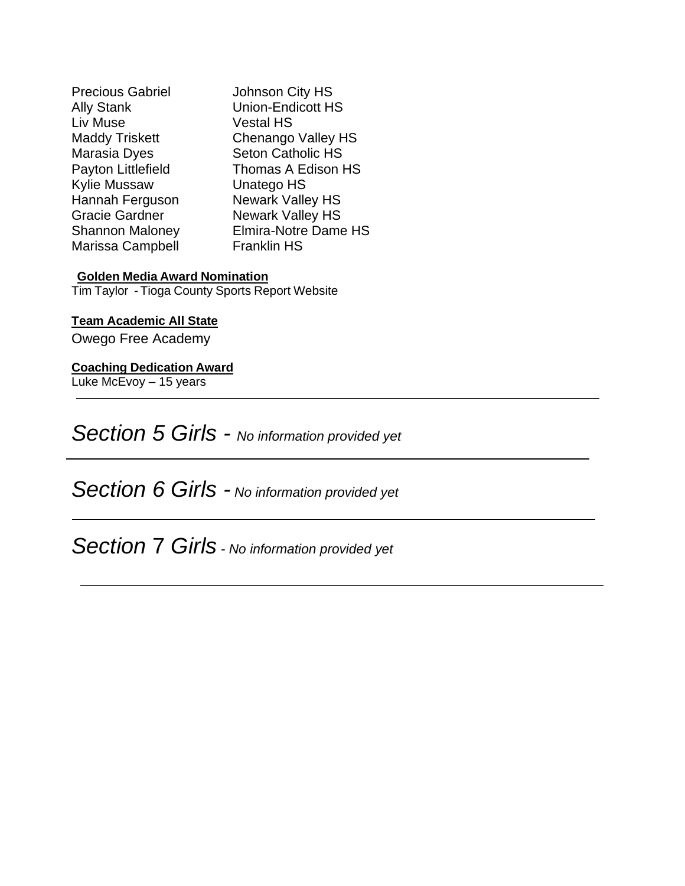| | |
|---|---|
| Precious Gabriel | Johnson City HS |
| Ally Stank | Union-Endicott HS |
| Liv Muse | Vestal HS |
| Maddy Triskett | Chenango Valley HS |
| Marasia Dyes | Seton Catholic HS |
| Payton Littlefield | Thomas A Edison HS |
| Kylie Mussaw | Unatego HS |
| Hannah Ferguson | Newark Valley HS |
| Gracie Gardner | Newark Valley HS |
| Shannon Maloney | Elmira-Notre Dame HS |
| Marissa Campbell | Franklin HS |

**Golden Media Award Nomination**

Tim Taylor - Tioga County Sports Report Website

**Team Academic All State**

Owego Free Academy

**Coaching Dedication Award**

Luke McEvoy – 15 years

---

## *Section 5 Girls - No information provided yet*

---

## *Section 6 Girls - No information provided yet*

---

## *Section 7 Girls - No information provided yet*

---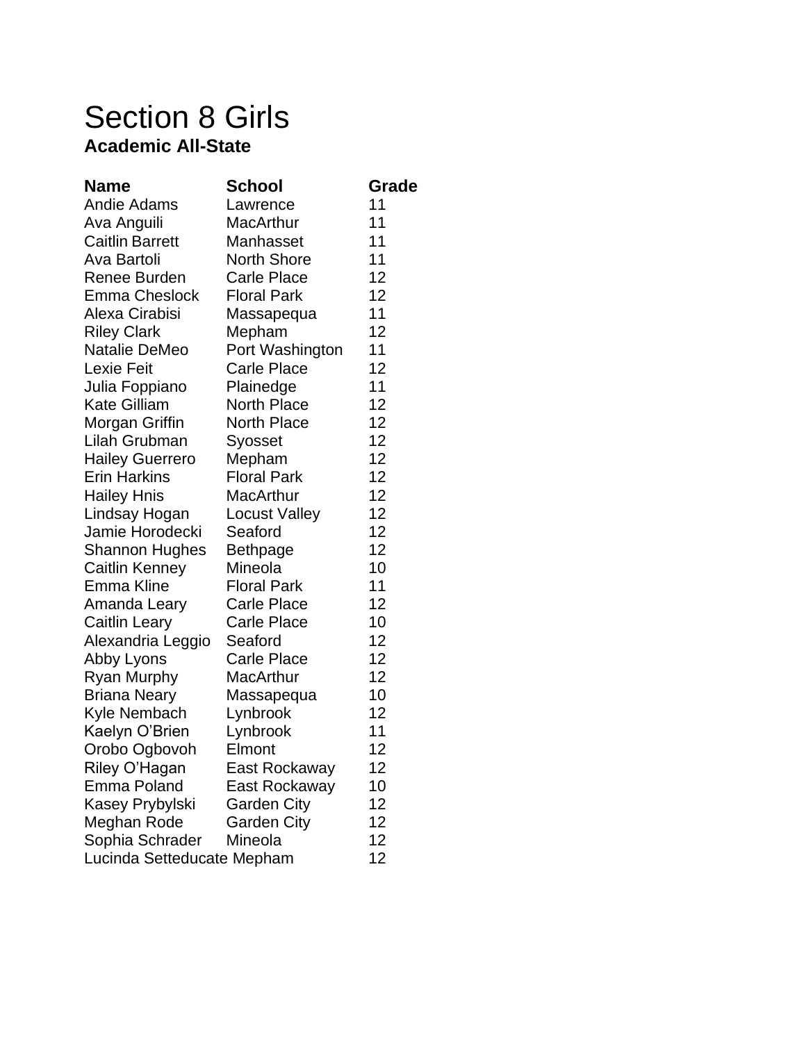# Section 8 Girls

**Academic All-State**

| Name | School | Grade |
|---|---|---|
| Andie Adams | Lawrence | 11 |
| Ava Anguili | MacArthur | 11 |
| Caitlin Barrett | Manhasset | 11 |
| Ava Bartoli | North Shore | 11 |
| Renee Burden | Carle Place | 12 |
| Emma Cheslock | Floral Park | 12 |
| Alexa Cirabisi | Massapequa | 11 |
| Riley Clark | Mepham | 12 |
| Natalie DeMeo | Port Washington | 11 |
| Lexie Feit | Carle Place | 12 |
| Julia Foppiano | Plainedge | 11 |
| Kate Gilliam | North Place | 12 |
| Morgan Griffin | North Place | 12 |
| Lilah Grubman | Syosset | 12 |
| Hailey Guerrero | Mepham | 12 |
| Erin Harkins | Floral Park | 12 |
| Hailey Hnis | MacArthur | 12 |
| Lindsay Hogan | Locust Valley | 12 |
| Jamie Horodecki | Seaford | 12 |
| Shannon Hughes | Bethpage | 12 |
| Caitlin Kenney | Mineola | 10 |
| Emma Kline | Floral Park | 11 |
| Amanda Leary | Carle Place | 12 |
| Caitlin Leary | Carle Place | 10 |
| Alexandria Leggio | Seaford | 12 |
| Abby Lyons | Carle Place | 12 |
| Ryan Murphy | MacArthur | 12 |
| Briana Neary | Massapequa | 10 |
| Kyle Nembach | Lynbrook | 12 |
| Kaelyn O'Brien | Lynbrook | 11 |
| Orobo Ogbovoh | Elmont | 12 |
| Riley O'Hagan | East Rockaway | 12 |
| Emma Poland | East Rockaway | 10 |
| Kasey Prybylski | Garden City | 12 |
| Meghan Rode | Garden City | 12 |
| Sophia Schrader | Mineola | 12 |
| Lucinda Setteducate | Mepham | 12 |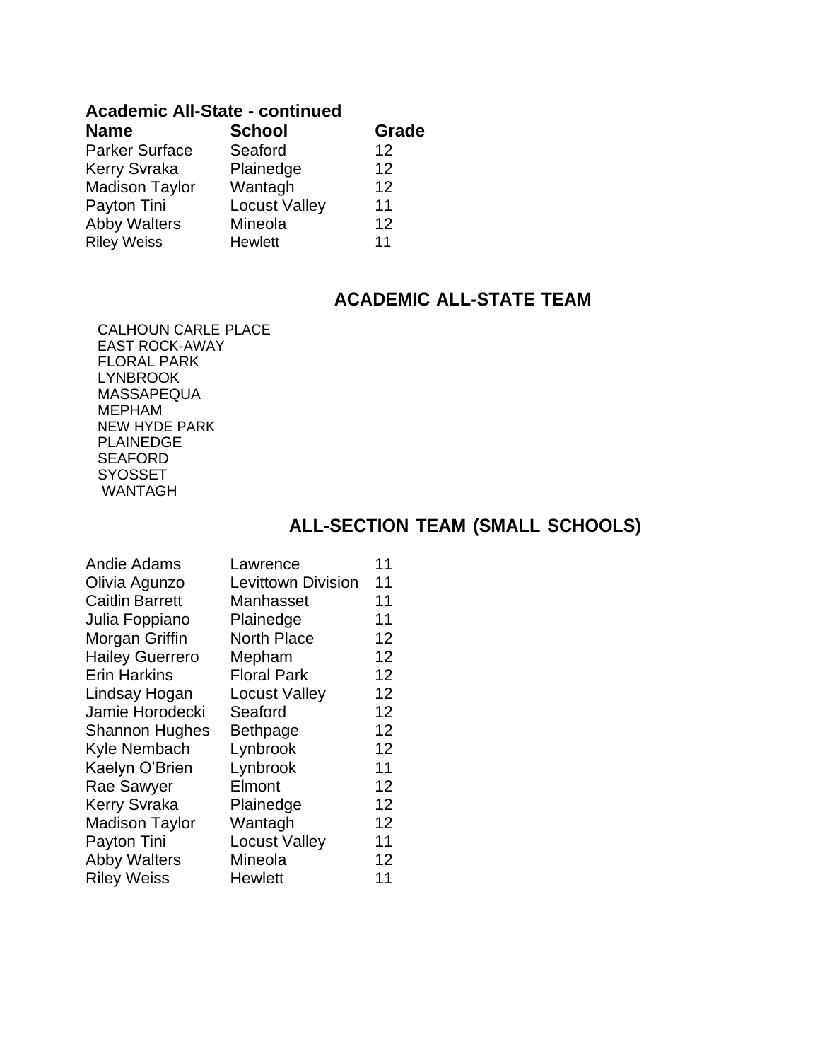**Academic All-State - continued**

| Name | School | Grade |
|---|---|---|
| Parker Surface | Seaford | 12 |
| Kerry Svraka | Plainedge | 12 |
| Madison Taylor | Wantagh | 12 |
| Payton Tini | Locust Valley | 11 |
| Abby Walters | Mineola | 12 |
| Riley Weiss | Hewlett | 11 |

## ACADEMIC ALL-STATE TEAM

CALHOUN CARLE PLACE
EAST ROCK-AWAY
FLORAL PARK
LYNBROOK
MASSAPEQUA
MEPHAM
NEW HYDE PARK
PLAINEDGE
SEAFORD
SYOSSET
WANTAGH

## ALL-SECTION TEAM (SMALL SCHOOLS)

| | | |
|---|---|---|
| Andie Adams | Lawrence | 11 |
| Olivia Agunzo | Levittown Division | 11 |
| Caitlin Barrett | Manhasset | 11 |
| Julia Foppiano | Plainedge | 11 |
| Morgan Griffin | North Place | 12 |
| Hailey Guerrero | Mepham | 12 |
| Erin Harkins | Floral Park | 12 |
| Lindsay Hogan | Locust Valley | 12 |
| Jamie Horodecki | Seaford | 12 |
| Shannon Hughes | Bethpage | 12 |
| Kyle Nembach | Lynbrook | 12 |
| Kaelyn O'Brien | Lynbrook | 11 |
| Rae Sawyer | Elmont | 12 |
| Kerry Svraka | Plainedge | 12 |
| Madison Taylor | Wantagh | 12 |
| Payton Tini | Locust Valley | 11 |
| Abby Walters | Mineola | 12 |
| Riley Weiss | Hewlett | 11 |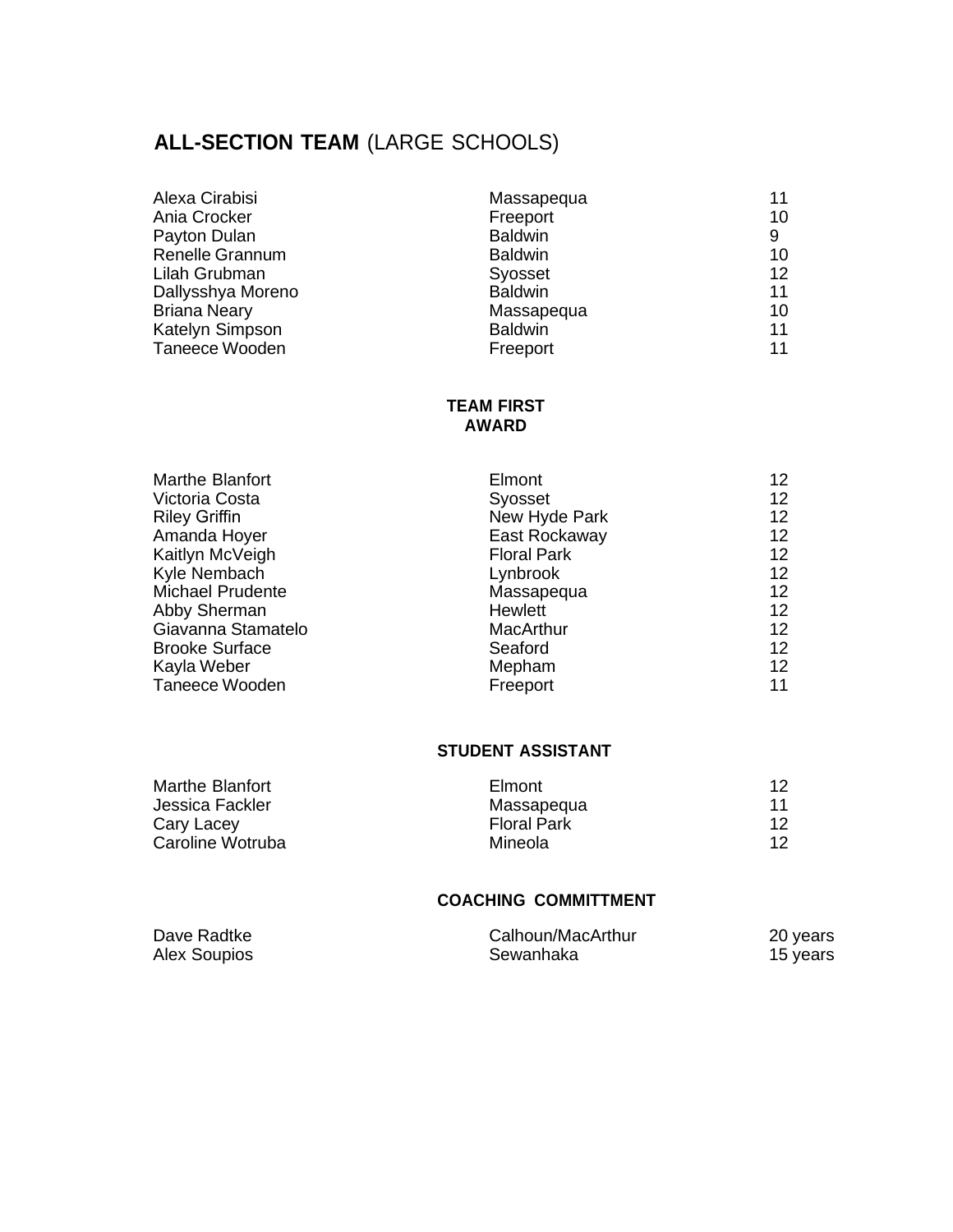## **ALL-SECTION TEAM** (LARGE SCHOOLS)

| | | |
|---|---|---|
| Alexa Cirabisi | Massapequa | 11 |
| Ania Crocker | Freeport | 10 |
| Payton Dulan | Baldwin | 9 |
| Renelle Grannum | Baldwin | 10 |
| Lilah Grubman | Syosset | 12 |
| Dallysshya Moreno | Baldwin | 11 |
| Briana Neary | Massapequa | 10 |
| Katelyn Simpson | Baldwin | 11 |
| Taneece Wooden | Freeport | 11 |

### TEAM FIRST AWARD

| | | |
|---|---|---|
| Marthe Blanfort | Elmont | 12 |
| Victoria Costa | Syosset | 12 |
| Riley Griffin | New Hyde Park | 12 |
| Amanda Hoyer | East Rockaway | 12 |
| Kaitlyn McVeigh | Floral Park | 12 |
| Kyle Nembach | Lynbrook | 12 |
| Michael Prudente | Massapequa | 12 |
| Abby Sherman | Hewlett | 12 |
| Giavanna Stamatelo | MacArthur | 12 |
| Brooke Surface | Seaford | 12 |
| Kayla Weber | Mepham | 12 |
| Taneece Wooden | Freeport | 11 |

### STUDENT ASSISTANT

| | | |
|---|---|---|
| Marthe Blanfort | Elmont | 12 |
| Jessica Fackler | Massapequa | 11 |
| Cary Lacey | Floral Park | 12 |
| Caroline Wotruba | Mineola | 12 |

### COACHING COMMITTMENT

| | | |
|---|---|---|
| Dave Radtke | Calhoun/MacArthur | 20 years |
| Alex Soupios | Sewanhaka | 15 years |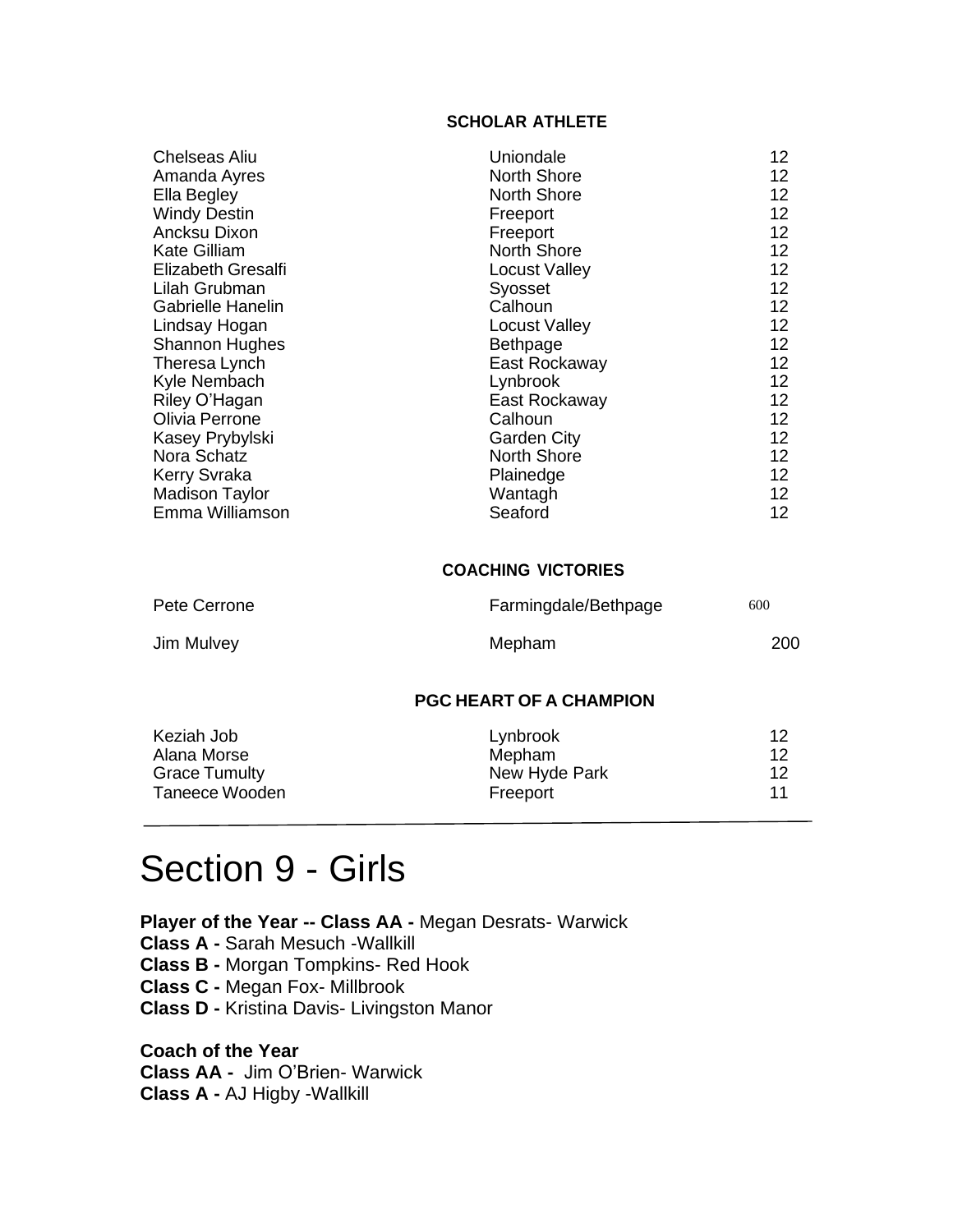### SCHOLAR ATHLETE

| | | |
|---|---|---|
| Chelseas Aliu | Uniondale | 12 |
| Amanda Ayres | North Shore | 12 |
| Ella Begley | North Shore | 12 |
| Windy Destin | Freeport | 12 |
| Ancksu Dixon | Freeport | 12 |
| Kate Gilliam | North Shore | 12 |
| Elizabeth Gresalfi | Locust Valley | 12 |
| Lilah Grubman | Syosset | 12 |
| Gabrielle Hanelin | Calhoun | 12 |
| Lindsay Hogan | Locust Valley | 12 |
| Shannon Hughes | Bethpage | 12 |
| Theresa Lynch | East Rockaway | 12 |
| Kyle Nembach | Lynbrook | 12 |
| Riley O'Hagan | East Rockaway | 12 |
| Olivia Perrone | Calhoun | 12 |
| Kasey Prybylski | Garden City | 12 |
| Nora Schatz | North Shore | 12 |
| Kerry Svraka | Plainedge | 12 |
| Madison Taylor | Wantagh | 12 |
| Emma Williamson | Seaford | 12 |

### COACHING VICTORIES

| | | |
|---|---|---|
| Pete Cerrone | Farmingdale/Bethpage | 600 |
| Jim Mulvey | Mepham | 200 |

### PGC HEART OF A CHAMPION

| | | |
|---|---|---|
| Keziah Job | Lynbrook | 12 |
| Alana Morse | Mepham | 12 |
| Grace Tumulty | New Hyde Park | 12 |
| Taneece Wooden | Freeport | 11 |

# Section 9 - Girls

**Player of the Year -- Class AA -** Megan Desrats- Warwick
**Class A -** Sarah Mesuch -Wallkill
**Class B -** Morgan Tompkins- Red Hook
**Class C -** Megan Fox- Millbrook
**Class D -** Kristina Davis- Livingston Manor

**Coach of the Year**
**Class AA -** Jim O'Brien- Warwick
**Class A -** AJ Higby -Wallkill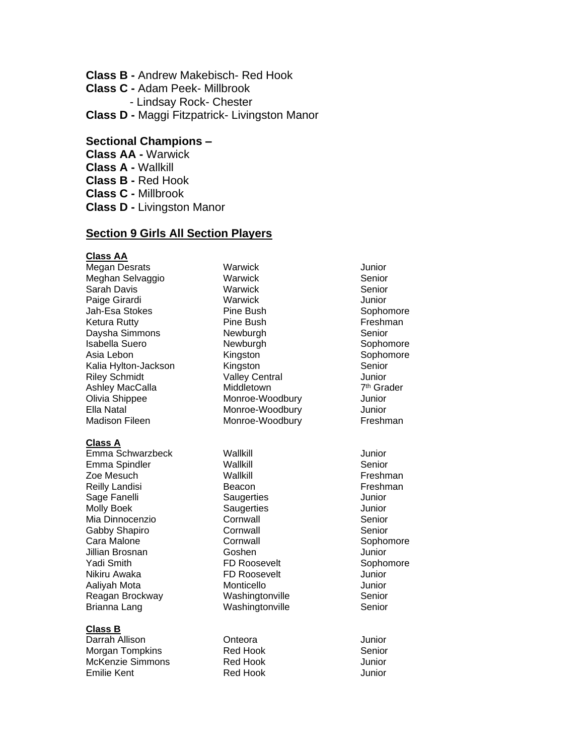**Class B -** Andrew Makebisch- Red Hook
**Class C -** Adam Peek- Millbrook
- Lindsay Rock- Chester

**Class D -** Maggi Fitzpatrick- Livingston Manor

**Sectional Champions –**
**Class AA -** Warwick
**Class A -** Wallkill
**Class B -** Red Hook
**Class C -** Millbrook
**Class D -** Livingston Manor

## Section 9 Girls All Section Players

### Class AA

| | | |
|---|---|---|
| Megan Desrats | Warwick | Junior |
| Meghan Selvaggio | Warwick | Senior |
| Sarah Davis | Warwick | Senior |
| Paige Girardi | Warwick | Junior |
| Jah-Esa Stokes | Pine Bush | Sophomore |
| Ketura Rutty | Pine Bush | Freshman |
| Daysha Simmons | Newburgh | Senior |
| Isabella Suero | Newburgh | Sophomore |
| Asia Lebon | Kingston | Sophomore |
| Kalia Hylton-Jackson | Kingston | Senior |
| Riley Schmidt | Valley Central | Junior |
| Ashley MacCalla | Middletown | 7th Grader |
| Olivia Shippee | Monroe-Woodbury | Junior |
| Ella Natal | Monroe-Woodbury | Junior |
| Madison Fileen | Monroe-Woodbury | Freshman |

### Class A

| | | |
|---|---|---|
| Emma Schwarzbeck | Wallkill | Junior |
| Emma Spindler | Wallkill | Senior |
| Zoe Mesuch | Wallkill | Freshman |
| Reilly Landisi | Beacon | Freshman |
| Sage Fanelli | Saugerties | Junior |
| Molly Boek | Saugerties | Junior |
| Mia Dinnocenzio | Cornwall | Senior |
| Gabby Shapiro | Cornwall | Senior |
| Cara Malone | Cornwall | Sophomore |
| Jillian Brosnan | Goshen | Junior |
| Yadi Smith | FD Roosevelt | Sophomore |
| Nikiru Awaka | FD Roosevelt | Junior |
| Aaliyah Mota | Monticello | Junior |
| Reagan Brockway | Washingtonville | Senior |
| Brianna Lang | Washingtonville | Senior |

### Class B

| | | |
|---|---|---|
| Darrah Allison | Onteora | Junior |
| Morgan Tompkins | Red Hook | Senior |
| McKenzie Simmons | Red Hook | Junior |
| Emilie Kent | Red Hook | Junior |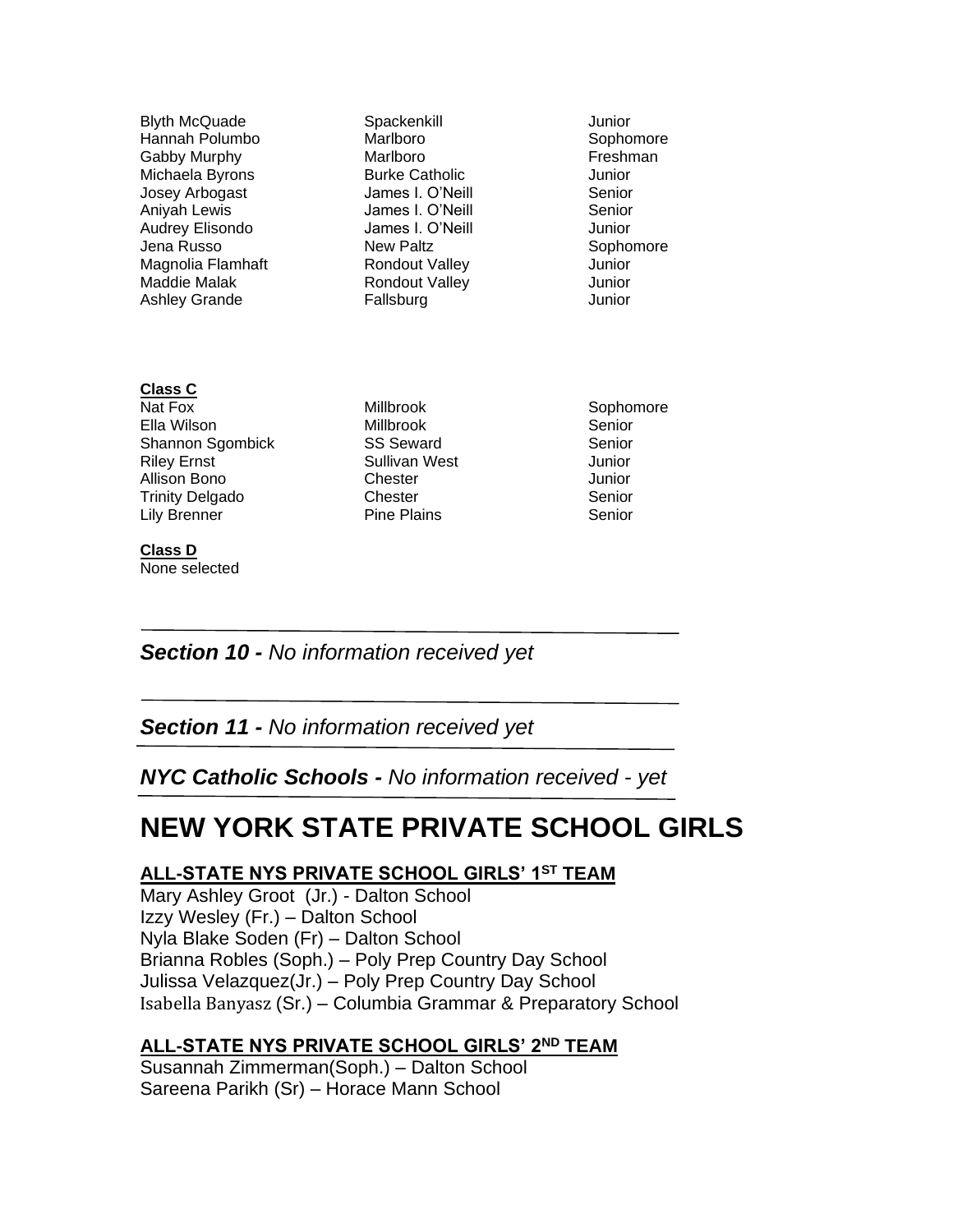| | | |
|---|---|---|
| Blyth McQuade | Spackenkill | Junior |
| Hannah Polumbo | Marlboro | Sophomore |
| Gabby Murphy | Marlboro | Freshman |
| Michaela Byrons | Burke Catholic | Junior |
| Josey Arbogast | James I. O'Neill | Senior |
| Aniyah Lewis | James I. O'Neill | Senior |
| Audrey Elisondo | James I. O'Neill | Junior |
| Jena Russo | New Paltz | Sophomore |
| Magnolia Flamhaft | Rondout Valley | Junior |
| Maddie Malak | Rondout Valley | Junior |
| Ashley Grande | Fallsburg | Junior |

**Class C**

| | | |
|---|---|---|
| Nat Fox | Millbrook | Sophomore |
| Ella Wilson | Millbrook | Senior |
| Shannon Sgombick | SS Seward | Senior |
| Riley Ernst | Sullivan West | Junior |
| Allison Bono | Chester | Junior |
| Trinity Delgado | Chester | Senior |
| Lily Brenner | Pine Plains | Senior |

**Class D**

None selected

---

***Section 10 -*** *No information received yet*

---

***Section 11 -*** *No information received yet*

---

***NYC Catholic Schools -*** *No information received - yet*

---

# NEW YORK STATE PRIVATE SCHOOL GIRLS

## ALL-STATE NYS PRIVATE SCHOOL GIRLS' 1ST TEAM

Mary Ashley Groot (Jr.) - Dalton School
Izzy Wesley (Fr.) – Dalton School
Nyla Blake Soden (Fr) – Dalton School
Brianna Robles (Soph.) – Poly Prep Country Day School
Julissa Velazquez(Jr.) – Poly Prep Country Day School
Isabella Banyasz (Sr.) – Columbia Grammar & Preparatory School

## ALL-STATE NYS PRIVATE SCHOOL GIRLS' 2ND TEAM

Susannah Zimmerman(Soph.) – Dalton School
Sareena Parikh (Sr) – Horace Mann School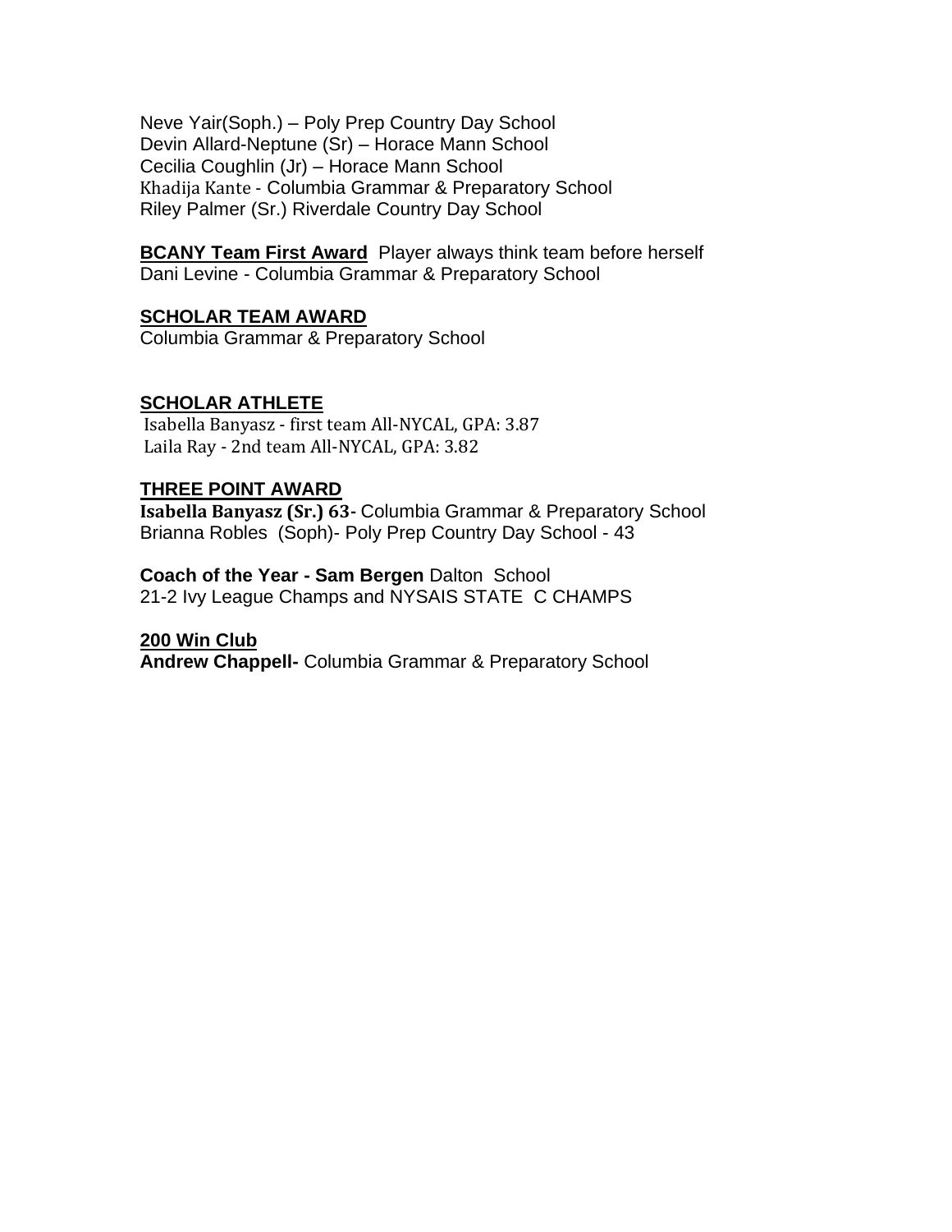Neve Yair(Soph.) – Poly Prep Country Day School
Devin Allard-Neptune (Sr) – Horace Mann School
Cecilia Coughlin (Jr) – Horace Mann School
Khadija Kante - Columbia Grammar & Preparatory School
Riley Palmer (Sr.) Riverdale Country Day School

**BCANY Team First Award** Player always think team before herself
Dani Levine - Columbia Grammar & Preparatory School

**SCHOLAR TEAM AWARD**
Columbia Grammar & Preparatory School

**SCHOLAR ATHLETE**
Isabella Banyasz - first team All-NYCAL, GPA: 3.87
Laila Ray - 2nd team All-NYCAL, GPA: 3.82

**THREE POINT AWARD**
**Isabella Banyasz (Sr.) 63**- Columbia Grammar & Preparatory School
Brianna Robles (Soph)- Poly Prep Country Day School - 43

**Coach of the Year - Sam Bergen** Dalton School
21-2 Ivy League Champs and NYSAIS STATE C CHAMPS

**200 Win Club**
**Andrew Chappell-** Columbia Grammar & Preparatory School